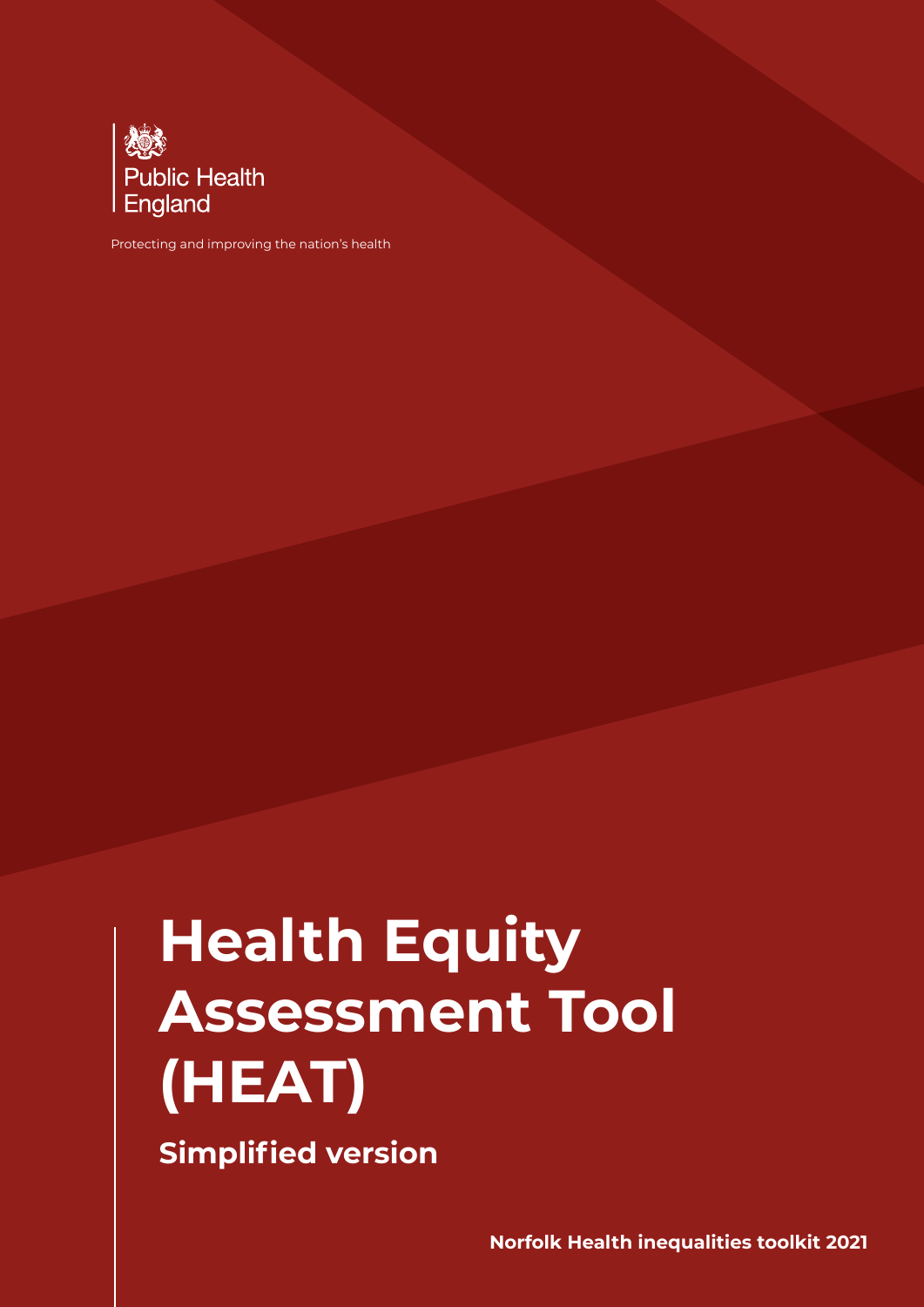Public Health England

Protecting and improving the nation's health

# Health Equity Assessment Tool (HEAT)

## Simplified version

**Norfolk Health inequalities toolkit 2021**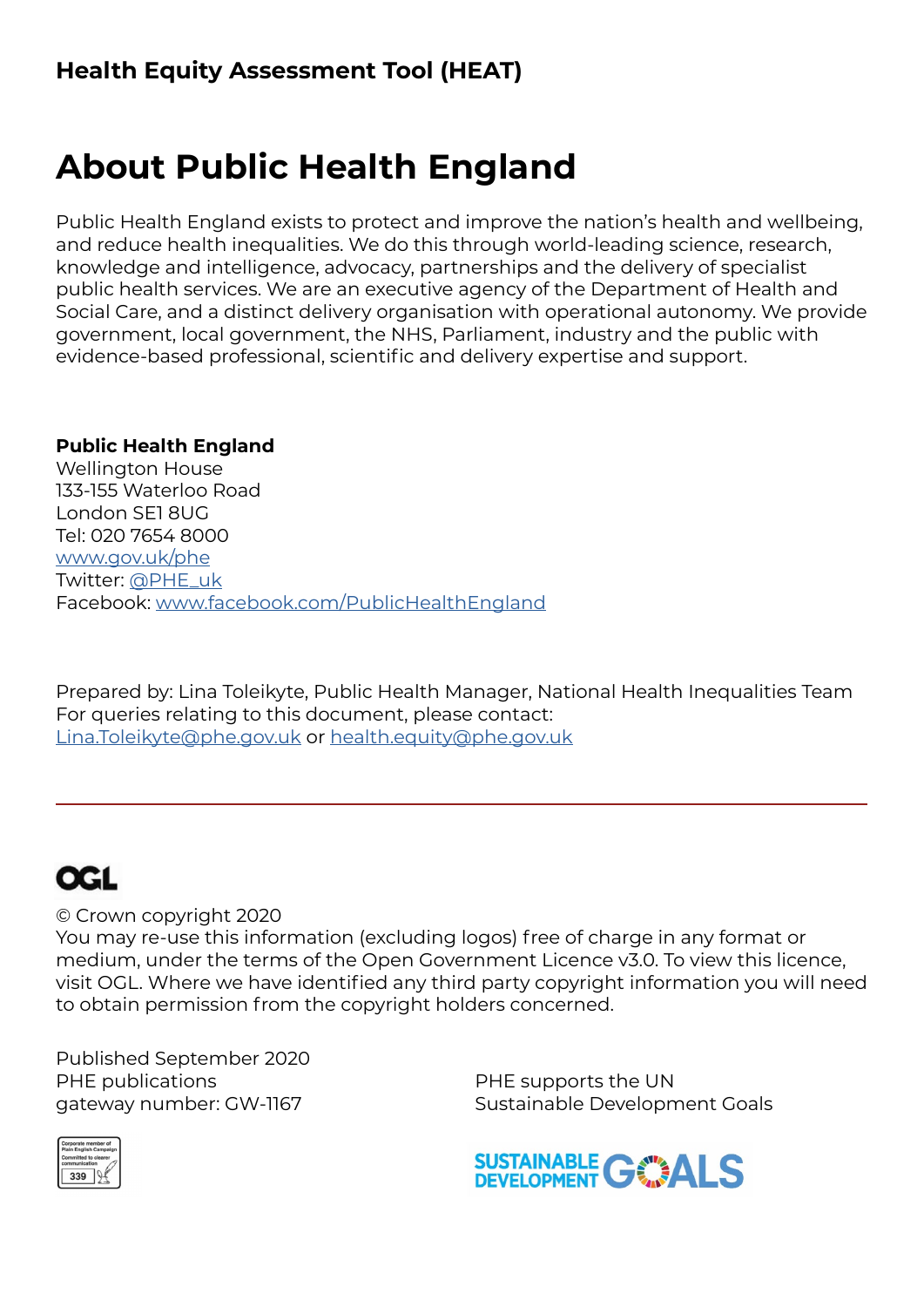# About Public Health England

Public Health England exists to protect and improve the nation's health and wellbeing, and reduce health inequalities. We do this through world-leading science, research, knowledge and intelligence, advocacy, partnerships and the delivery of specialist public health services. We are an executive agency of the Department of Health and Social Care, and a distinct delivery organisation with operational autonomy. We provide government, local government, the NHS, Parliament, industry and the public with evidence-based professional, scientific and delivery expertise and support.

**Public Health England**
Wellington House
133-155 Waterloo Road
London SE1 8UG
Tel: 020 7654 8000
www.gov.uk/phe
Twitter: @PHE_uk
Facebook: www.facebook.com/PublicHealthEngland

Prepared by: Lina Toleikyte, Public Health Manager, National Health Inequalities Team
For queries relating to this document, please contact:
Lina.Toleikyte@phe.gov.uk or health.equity@phe.gov.uk

---

OGL

© Crown copyright 2020
You may re-use this information (excluding logos) free of charge in any format or medium, under the terms of the Open Government Licence v3.0. To view this licence, visit OGL. Where we have identified any third party copyright information you will need to obtain permission from the copyright holders concerned.

Published September 2020
PHE publications
gateway number: GW-1167

PHE supports the UN
Sustainable Development Goals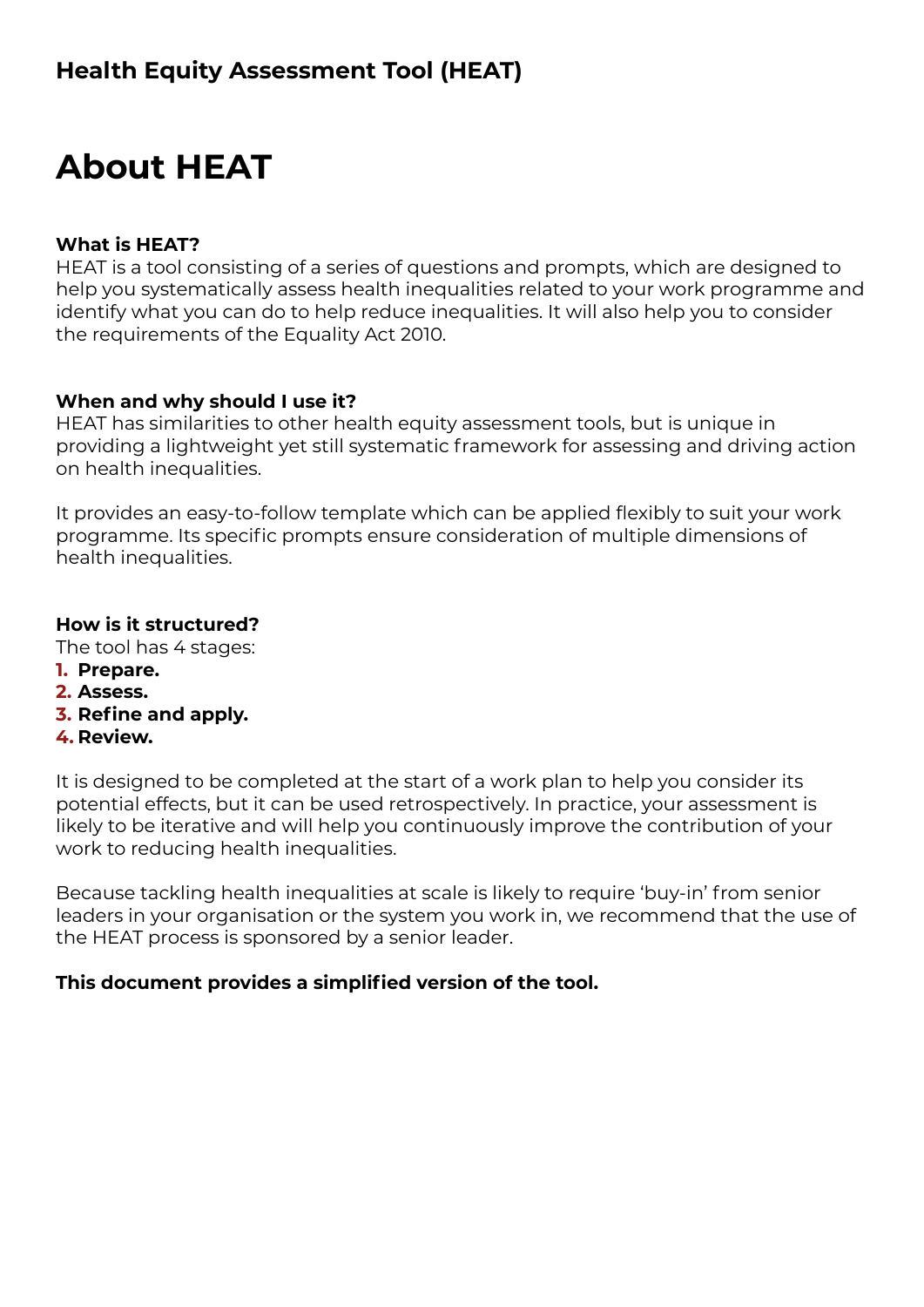### Health Equity Assessment Tool (HEAT)

# About HEAT

**What is HEAT?**
HEAT is a tool consisting of a series of questions and prompts, which are designed to help you systematically assess health inequalities related to your work programme and identify what you can do to help reduce inequalities. It will also help you to consider the requirements of the Equality Act 2010.

**When and why should I use it?**
HEAT has similarities to other health equity assessment tools, but is unique in providing a lightweight yet still systematic framework for assessing and driving action on health inequalities.

It provides an easy-to-follow template which can be applied flexibly to suit your work programme. Its specific prompts ensure consideration of multiple dimensions of health inequalities.

**How is it structured?**
The tool has 4 stages:

1. **Prepare.**
2. **Assess.**
3. **Refine and apply.**
4. **Review.**

It is designed to be completed at the start of a work plan to help you consider its potential effects, but it can be used retrospectively. In practice, your assessment is likely to be iterative and will help you continuously improve the contribution of your work to reducing health inequalities.

Because tackling health inequalities at scale is likely to require 'buy-in' from senior leaders in your organisation or the system you work in, we recommend that the use of the HEAT process is sponsored by a senior leader.

**This document provides a simplified version of the tool.**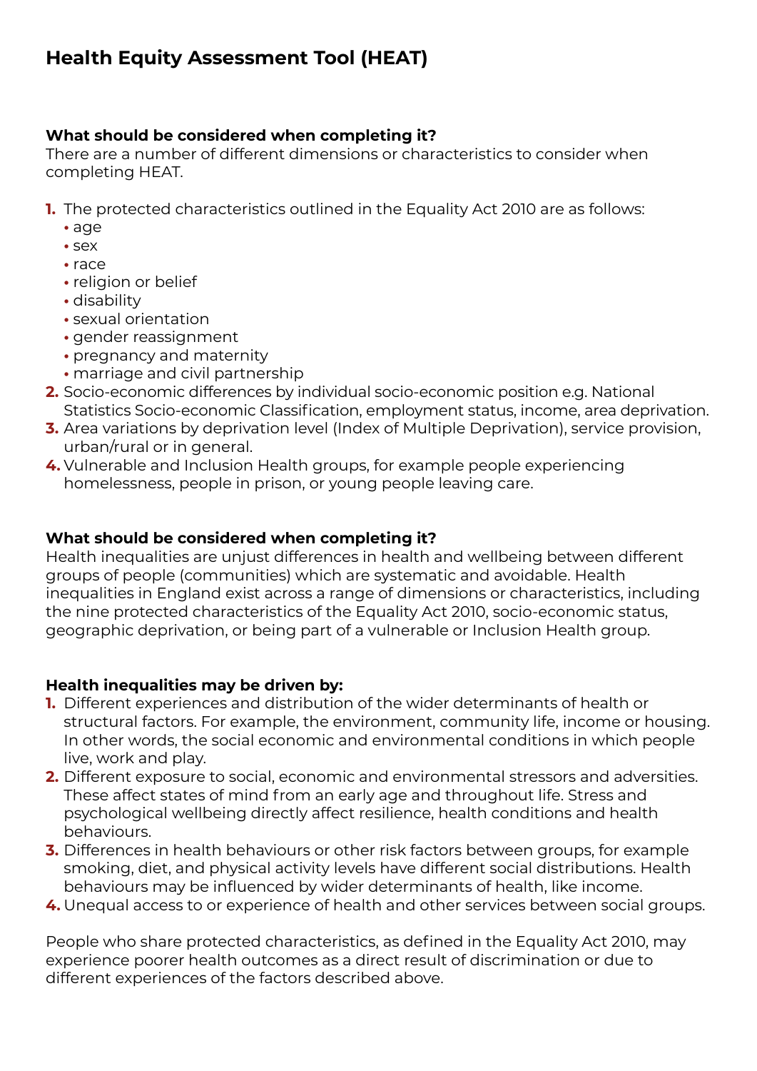# Health Equity Assessment Tool (HEAT)

**What should be considered when completing it?**
There are a number of different dimensions or characteristics to consider when completing HEAT.

1. The protected characteristics outlined in the Equality Act 2010 are as follows:
   - age
   - sex
   - race
   - religion or belief
   - disability
   - sexual orientation
   - gender reassignment
   - pregnancy and maternity
   - marriage and civil partnership
2. Socio-economic differences by individual socio-economic position e.g. National Statistics Socio-economic Classification, employment status, income, area deprivation.
3. Area variations by deprivation level (Index of Multiple Deprivation), service provision, urban/rural or in general.
4. Vulnerable and Inclusion Health groups, for example people experiencing homelessness, people in prison, or young people leaving care.

**What should be considered when completing it?**
Health inequalities are unjust differences in health and wellbeing between different groups of people (communities) which are systematic and avoidable. Health inequalities in England exist across a range of dimensions or characteristics, including the nine protected characteristics of the Equality Act 2010, socio-economic status, geographic deprivation, or being part of a vulnerable or Inclusion Health group.

**Health inequalities may be driven by:**

1. Different experiences and distribution of the wider determinants of health or structural factors. For example, the environment, community life, income or housing. In other words, the social economic and environmental conditions in which people live, work and play.
2. Different exposure to social, economic and environmental stressors and adversities. These affect states of mind from an early age and throughout life. Stress and psychological wellbeing directly affect resilience, health conditions and health behaviours.
3. Differences in health behaviours or other risk factors between groups, for example smoking, diet, and physical activity levels have different social distributions. Health behaviours may be influenced by wider determinants of health, like income.
4. Unequal access to or experience of health and other services between social groups.

People who share protected characteristics, as defined in the Equality Act 2010, may experience poorer health outcomes as a direct result of discrimination or due to different experiences of the factors described above.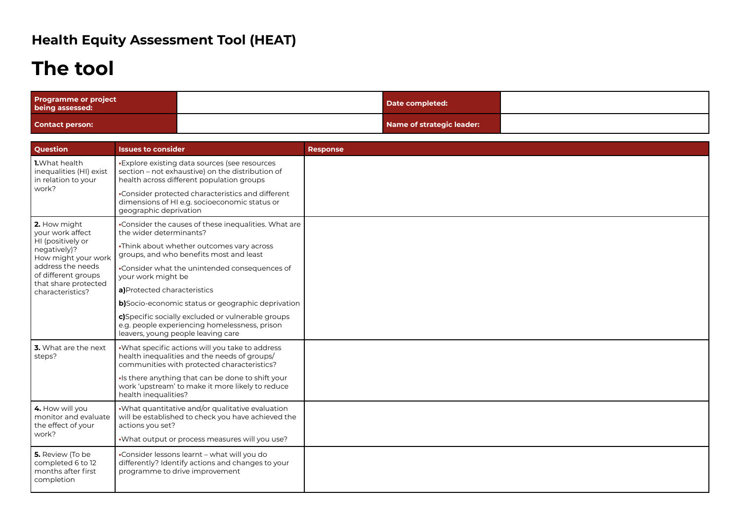# Health Equity Assessment Tool (HEAT)

# The tool

| | | | |
|---|---|---|---|
| **Programme or project being assessed:** | | **Date completed:** | |
| **Contact person:** | | **Name of strategic leader:** | |

| Question | Issues to consider | Response |
|---|---|---|
| **1.** What health inequalities (HI) exist in relation to your work? | •Explore existing data sources (see resources section – not exhaustive) on the distribution of health across different population groups<br>•Consider protected characteristics and different dimensions of HI e.g. socioeconomic status or geographic deprivation | |
| **2.** How might your work affect HI (positively or negatively)? How might your work address the needs of different groups that share protected characteristics? | •Consider the causes of these inequalities. What are the wider determinants?<br>•Think about whether outcomes vary across groups, and who benefits most and least<br>•Consider what the unintended consequences of your work might be<br>**a)** Protected characteristics<br>**b)** Socio-economic status or geographic deprivation<br>**c)** Specific socially excluded or vulnerable groups e.g. people experiencing homelessness, prison leavers, young people leaving care | |
| **3.** What are the next steps? | •What specific actions will you take to address health inequalities and the needs of groups/ communities with protected characteristics?<br>•Is there anything that can be done to shift your work 'upstream' to make it more likely to reduce health inequalities? | |
| **4.** How will you monitor and evaluate the effect of your work? | •What quantitative and/or qualitative evaluation will be established to check you have achieved the actions you set?<br>•What output or process measures will you use? | |
| **5.** Review (To be completed 6 to 12 months after first completion | •Consider lessons learnt – what will you do differently? Identify actions and changes to your programme to drive improvement | |